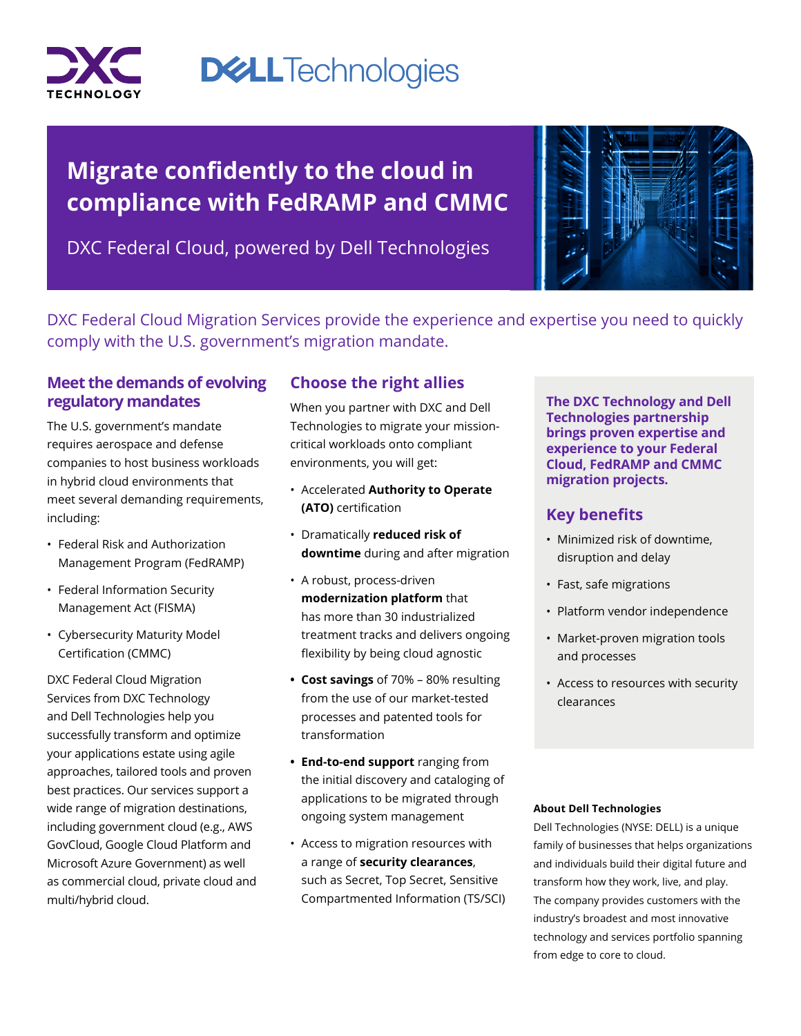DXC TECHNOLOGY

DELL Technologies

# Migrate confidently to the cloud in compliance with FedRAMP and CMMC

DXC Federal Cloud, powered by Dell Technologies

DXC Federal Cloud Migration Services provide the experience and expertise you need to quickly comply with the U.S. government's migration mandate.

## Meet the demands of evolving regulatory mandates

The U.S. government's mandate requires aerospace and defense companies to host business workloads in hybrid cloud environments that meet several demanding requirements, including:

- Federal Risk and Authorization Management Program (FedRAMP)
- Federal Information Security Management Act (FISMA)
- Cybersecurity Maturity Model Certification (CMMC)

DXC Federal Cloud Migration Services from DXC Technology and Dell Technologies help you successfully transform and optimize your applications estate using agile approaches, tailored tools and proven best practices. Our services support a wide range of migration destinations, including government cloud (e.g., AWS GovCloud, Google Cloud Platform and Microsoft Azure Government) as well as commercial cloud, private cloud and multi/hybrid cloud.

## Choose the right allies

When you partner with DXC and Dell Technologies to migrate your mission-critical workloads onto compliant environments, you will get:

- Accelerated **Authority to Operate (ATO)** certification
- Dramatically **reduced risk of downtime** during and after migration
- A robust, process-driven **modernization platform** that has more than 30 industrialized treatment tracks and delivers ongoing flexibility by being cloud agnostic
- **Cost savings** of 70% – 80% resulting from the use of our market-tested processes and patented tools for transformation
- **End-to-end support** ranging from the initial discovery and cataloging of applications to be migrated through ongoing system management
- Access to migration resources with a range of **security clearances**, such as Secret, Top Secret, Sensitive Compartmented Information (TS/SCI)

**The DXC Technology and Dell Technologies partnership brings proven expertise and experience to your Federal Cloud, FedRAMP and CMMC migration projects.**

## Key benefits

- Minimized risk of downtime, disruption and delay
- Fast, safe migrations
- Platform vendor independence
- Market-proven migration tools and processes
- Access to resources with security clearances

**About Dell Technologies**

Dell Technologies (NYSE: DELL) is a unique family of businesses that helps organizations and individuals build their digital future and transform how they work, live, and play. The company provides customers with the industry's broadest and most innovative technology and services portfolio spanning from edge to core to cloud.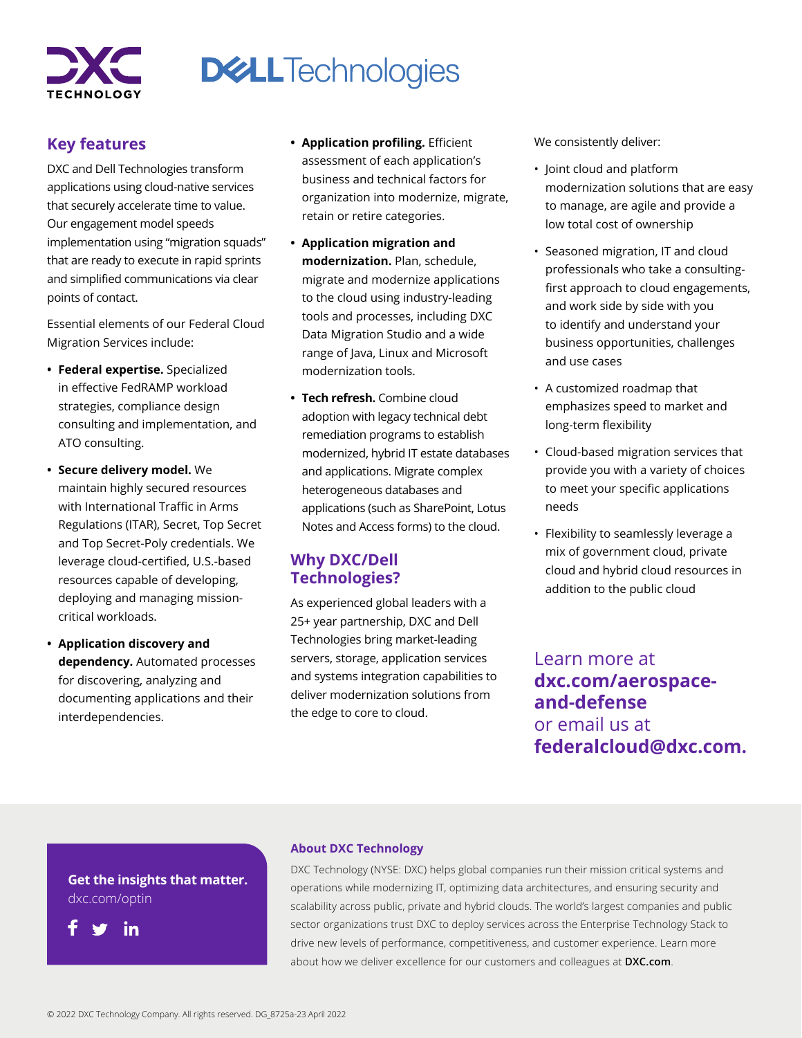## Key features

DXC and Dell Technologies transform applications using cloud-native services that securely accelerate time to value. Our engagement model speeds implementation using "migration squads" that are ready to execute in rapid sprints and simplified communications via clear points of contact.

Essential elements of our Federal Cloud Migration Services include:

- **Federal expertise.** Specialized in effective FedRAMP workload strategies, compliance design consulting and implementation, and ATO consulting.
- **Secure delivery model.** We maintain highly secured resources with International Traffic in Arms Regulations (ITAR), Secret, Top Secret and Top Secret-Poly credentials. We leverage cloud-certified, U.S.-based resources capable of developing, deploying and managing mission-critical workloads.
- **Application discovery and dependency.** Automated processes for discovering, analyzing and documenting applications and their interdependencies.
- **Application profiling.** Efficient assessment of each application's business and technical factors for organization into modernize, migrate, retain or retire categories.
- **Application migration and modernization.** Plan, schedule, migrate and modernize applications to the cloud using industry-leading tools and processes, including DXC Data Migration Studio and a wide range of Java, Linux and Microsoft modernization tools.
- **Tech refresh.** Combine cloud adoption with legacy technical debt remediation programs to establish modernized, hybrid IT estate databases and applications. Migrate complex heterogeneous databases and applications (such as SharePoint, Lotus Notes and Access forms) to the cloud.

## Why DXC/Dell Technologies?

As experienced global leaders with a 25+ year partnership, DXC and Dell Technologies bring market-leading servers, storage, application services and systems integration capabilities to deliver modernization solutions from the edge to core to cloud.

We consistently deliver:

- Joint cloud and platform modernization solutions that are easy to manage, are agile and provide a low total cost of ownership
- Seasoned migration, IT and cloud professionals who take a consulting-first approach to cloud engagements, and work side by side with you to identify and understand your business opportunities, challenges and use cases
- A customized roadmap that emphasizes speed to market and long-term flexibility
- Cloud-based migration services that provide you with a variety of choices to meet your specific applications needs
- Flexibility to seamlessly leverage a mix of government cloud, private cloud and hybrid cloud resources in addition to the public cloud

Learn more at **dxc.com/aerospace-and-defense** or email us at **federalcloud@dxc.com.**

**Get the insights that matter.**
dxc.com/optin

### About DXC Technology

DXC Technology (NYSE: DXC) helps global companies run their mission critical systems and operations while modernizing IT, optimizing data architectures, and ensuring security and scalability across public, private and hybrid clouds. The world's largest companies and public sector organizations trust DXC to deploy services across the Enterprise Technology Stack to drive new levels of performance, competitiveness, and customer experience. Learn more about how we deliver excellence for our customers and colleagues at **DXC.com**.

© 2022 DXC Technology Company. All rights reserved. DG_8725a-23 April 2022